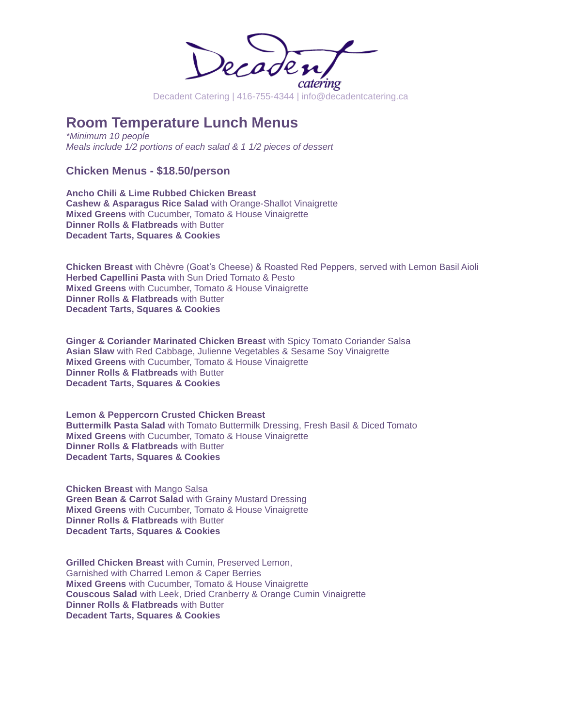Decadent catering

Decadent Catering | 416-755-4344 | info@decadentcatering.ca

# Room Temperature Lunch Menus

*\*Minimum 10 people*
*Meals include 1/2 portions of each salad & 1 1/2 pieces of dessert*

## Chicken Menus - $18.50/person

**Ancho Chili & Lime Rubbed Chicken Breast**
**Cashew & Asparagus Rice Salad** with Orange-Shallot Vinaigrette
**Mixed Greens** with Cucumber, Tomato & House Vinaigrette
**Dinner Rolls & Flatbreads** with Butter
**Decadent Tarts, Squares & Cookies**

**Chicken Breast** with Chèvre (Goat's Cheese) & Roasted Red Peppers, served with Lemon Basil Aioli
**Herbed Capellini Pasta** with Sun Dried Tomato & Pesto
**Mixed Greens** with Cucumber, Tomato & House Vinaigrette
**Dinner Rolls & Flatbreads** with Butter
**Decadent Tarts, Squares & Cookies**

**Ginger & Coriander Marinated Chicken Breast** with Spicy Tomato Coriander Salsa
**Asian Slaw** with Red Cabbage, Julienne Vegetables & Sesame Soy Vinaigrette
**Mixed Greens** with Cucumber, Tomato & House Vinaigrette
**Dinner Rolls & Flatbreads** with Butter
**Decadent Tarts, Squares & Cookies**

**Lemon & Peppercorn Crusted Chicken Breast**
**Buttermilk Pasta Salad** with Tomato Buttermilk Dressing, Fresh Basil & Diced Tomato
**Mixed Greens** with Cucumber, Tomato & House Vinaigrette
**Dinner Rolls & Flatbreads** with Butter
**Decadent Tarts, Squares & Cookies**

**Chicken Breast** with Mango Salsa
**Green Bean & Carrot Salad** with Grainy Mustard Dressing
**Mixed Greens** with Cucumber, Tomato & House Vinaigrette
**Dinner Rolls & Flatbreads** with Butter
**Decadent Tarts, Squares & Cookies**

**Grilled Chicken Breast** with Cumin, Preserved Lemon,
Garnished with Charred Lemon & Caper Berries
**Mixed Greens** with Cucumber, Tomato & House Vinaigrette
**Couscous Salad** with Leek, Dried Cranberry & Orange Cumin Vinaigrette
**Dinner Rolls & Flatbreads** with Butter
**Decadent Tarts, Squares & Cookies**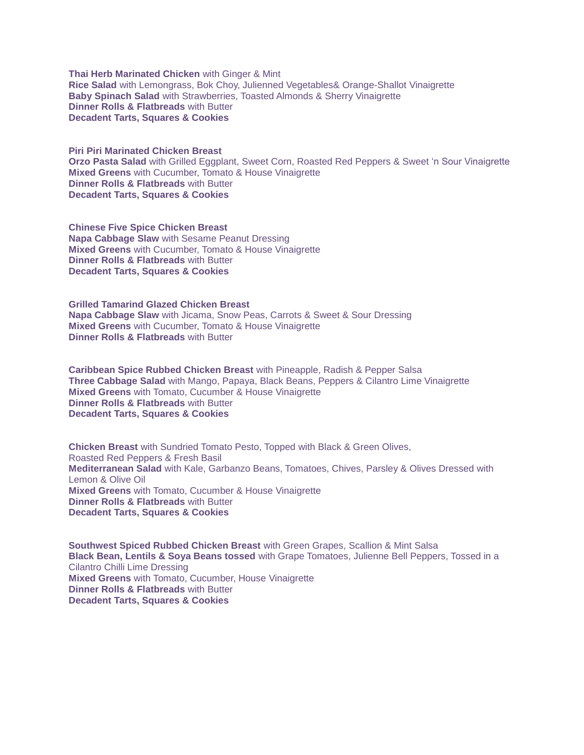**Thai Herb Marinated Chicken** with Ginger & Mint
**Rice Salad** with Lemongrass, Bok Choy, Julienned Vegetables& Orange-Shallot Vinaigrette
**Baby Spinach Salad** with Strawberries, Toasted Almonds & Sherry Vinaigrette
**Dinner Rolls & Flatbreads** with Butter
**Decadent Tarts, Squares & Cookies**

**Piri Piri Marinated Chicken Breast**
**Orzo Pasta Salad** with Grilled Eggplant, Sweet Corn, Roasted Red Peppers & Sweet 'n Sour Vinaigrette
**Mixed Greens** with Cucumber, Tomato & House Vinaigrette
**Dinner Rolls & Flatbreads** with Butter
**Decadent Tarts, Squares & Cookies**

**Chinese Five Spice Chicken Breast**
**Napa Cabbage Slaw** with Sesame Peanut Dressing
**Mixed Greens** with Cucumber, Tomato & House Vinaigrette
**Dinner Rolls & Flatbreads** with Butter
**Decadent Tarts, Squares & Cookies**

**Grilled Tamarind Glazed Chicken Breast**
**Napa Cabbage Slaw** with Jicama, Snow Peas, Carrots & Sweet & Sour Dressing
**Mixed Greens** with Cucumber, Tomato & House Vinaigrette
**Dinner Rolls & Flatbreads** with Butter

**Caribbean Spice Rubbed Chicken Breast** with Pineapple, Radish & Pepper Salsa
**Three Cabbage Salad** with Mango, Papaya, Black Beans, Peppers & Cilantro Lime Vinaigrette
**Mixed Greens** with Tomato, Cucumber & House Vinaigrette
**Dinner Rolls & Flatbreads** with Butter
**Decadent Tarts, Squares & Cookies**

**Chicken Breast** with Sundried Tomato Pesto, Topped with Black & Green Olives,
Roasted Red Peppers & Fresh Basil
**Mediterranean Salad** with Kale, Garbanzo Beans, Tomatoes, Chives, Parsley & Olives Dressed with Lemon & Olive Oil
**Mixed Greens** with Tomato, Cucumber & House Vinaigrette
**Dinner Rolls & Flatbreads** with Butter
**Decadent Tarts, Squares & Cookies**

**Southwest Spiced Rubbed Chicken Breast** with Green Grapes, Scallion & Mint Salsa
**Black Bean, Lentils & Soya Beans tossed** with Grape Tomatoes, Julienne Bell Peppers, Tossed in a Cilantro Chilli Lime Dressing
**Mixed Greens** with Tomato, Cucumber, House Vinaigrette
**Dinner Rolls & Flatbreads** with Butter
**Decadent Tarts, Squares & Cookies**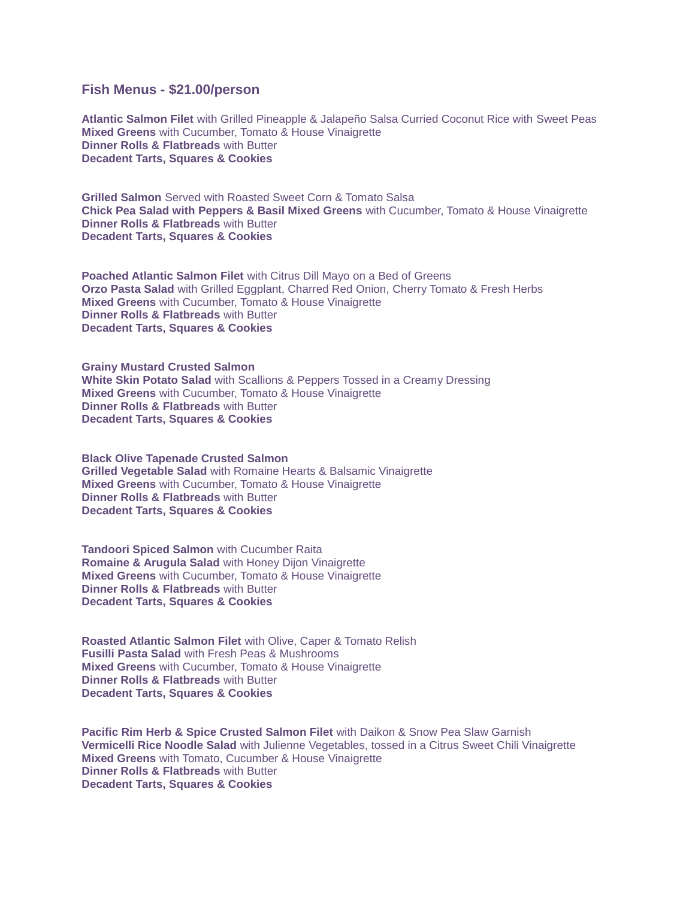## Fish Menus - $21.00/person

**Atlantic Salmon Filet** with Grilled Pineapple & Jalapeño Salsa Curried Coconut Rice with Sweet Peas
**Mixed Greens** with Cucumber, Tomato & House Vinaigrette
**Dinner Rolls & Flatbreads** with Butter
**Decadent Tarts, Squares & Cookies**

**Grilled Salmon** Served with Roasted Sweet Corn & Tomato Salsa
**Chick Pea Salad with Peppers & Basil Mixed Greens** with Cucumber, Tomato & House Vinaigrette
**Dinner Rolls & Flatbreads** with Butter
**Decadent Tarts, Squares & Cookies**

**Poached Atlantic Salmon Filet** with Citrus Dill Mayo on a Bed of Greens
**Orzo Pasta Salad** with Grilled Eggplant, Charred Red Onion, Cherry Tomato & Fresh Herbs
**Mixed Greens** with Cucumber, Tomato & House Vinaigrette
**Dinner Rolls & Flatbreads** with Butter
**Decadent Tarts, Squares & Cookies**

**Grainy Mustard Crusted Salmon**
**White Skin Potato Salad** with Scallions & Peppers Tossed in a Creamy Dressing
**Mixed Greens** with Cucumber, Tomato & House Vinaigrette
**Dinner Rolls & Flatbreads** with Butter
**Decadent Tarts, Squares & Cookies**

**Black Olive Tapenade Crusted Salmon**
**Grilled Vegetable Salad** with Romaine Hearts & Balsamic Vinaigrette
**Mixed Greens** with Cucumber, Tomato & House Vinaigrette
**Dinner Rolls & Flatbreads** with Butter
**Decadent Tarts, Squares & Cookies**

**Tandoori Spiced Salmon** with Cucumber Raita
**Romaine & Arugula Salad** with Honey Dijon Vinaigrette
**Mixed Greens** with Cucumber, Tomato & House Vinaigrette
**Dinner Rolls & Flatbreads** with Butter
**Decadent Tarts, Squares & Cookies**

**Roasted Atlantic Salmon Filet** with Olive, Caper & Tomato Relish
**Fusilli Pasta Salad** with Fresh Peas & Mushrooms
**Mixed Greens** with Cucumber, Tomato & House Vinaigrette
**Dinner Rolls & Flatbreads** with Butter
**Decadent Tarts, Squares & Cookies**

**Pacific Rim Herb & Spice Crusted Salmon Filet** with Daikon & Snow Pea Slaw Garnish
**Vermicelli Rice Noodle Salad** with Julienne Vegetables, tossed in a Citrus Sweet Chili Vinaigrette
**Mixed Greens** with Tomato, Cucumber & House Vinaigrette
**Dinner Rolls & Flatbreads** with Butter
**Decadent Tarts, Squares & Cookies**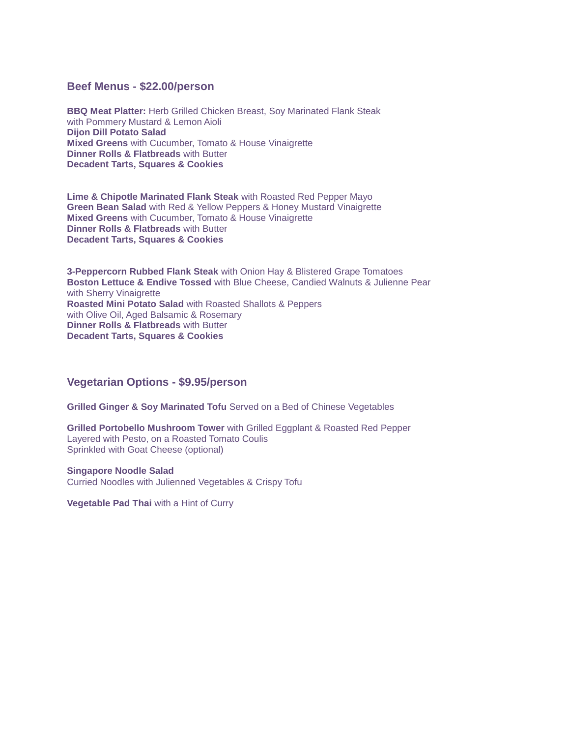## Beef Menus - $22.00/person

**BBQ Meat Platter:** Herb Grilled Chicken Breast, Soy Marinated Flank Steak
with Pommery Mustard & Lemon Aioli
**Dijon Dill Potato Salad**
**Mixed Greens** with Cucumber, Tomato & House Vinaigrette
**Dinner Rolls & Flatbreads** with Butter
**Decadent Tarts, Squares & Cookies**

**Lime & Chipotle Marinated Flank Steak** with Roasted Red Pepper Mayo
**Green Bean Salad** with Red & Yellow Peppers & Honey Mustard Vinaigrette
**Mixed Greens** with Cucumber, Tomato & House Vinaigrette
**Dinner Rolls & Flatbreads** with Butter
**Decadent Tarts, Squares & Cookies**

**3-Peppercorn Rubbed Flank Steak** with Onion Hay & Blistered Grape Tomatoes
**Boston Lettuce & Endive Tossed** with Blue Cheese, Candied Walnuts & Julienne Pear
with Sherry Vinaigrette
**Roasted Mini Potato Salad** with Roasted Shallots & Peppers
with Olive Oil, Aged Balsamic & Rosemary
**Dinner Rolls & Flatbreads** with Butter
**Decadent Tarts, Squares & Cookies**

## Vegetarian Options - $9.95/person

**Grilled Ginger & Soy Marinated Tofu** Served on a Bed of Chinese Vegetables

**Grilled Portobello Mushroom Tower** with Grilled Eggplant & Roasted Red Pepper
Layered with Pesto, on a Roasted Tomato Coulis
Sprinkled with Goat Cheese (optional)

**Singapore Noodle Salad**
Curried Noodles with Julienned Vegetables & Crispy Tofu

**Vegetable Pad Thai** with a Hint of Curry